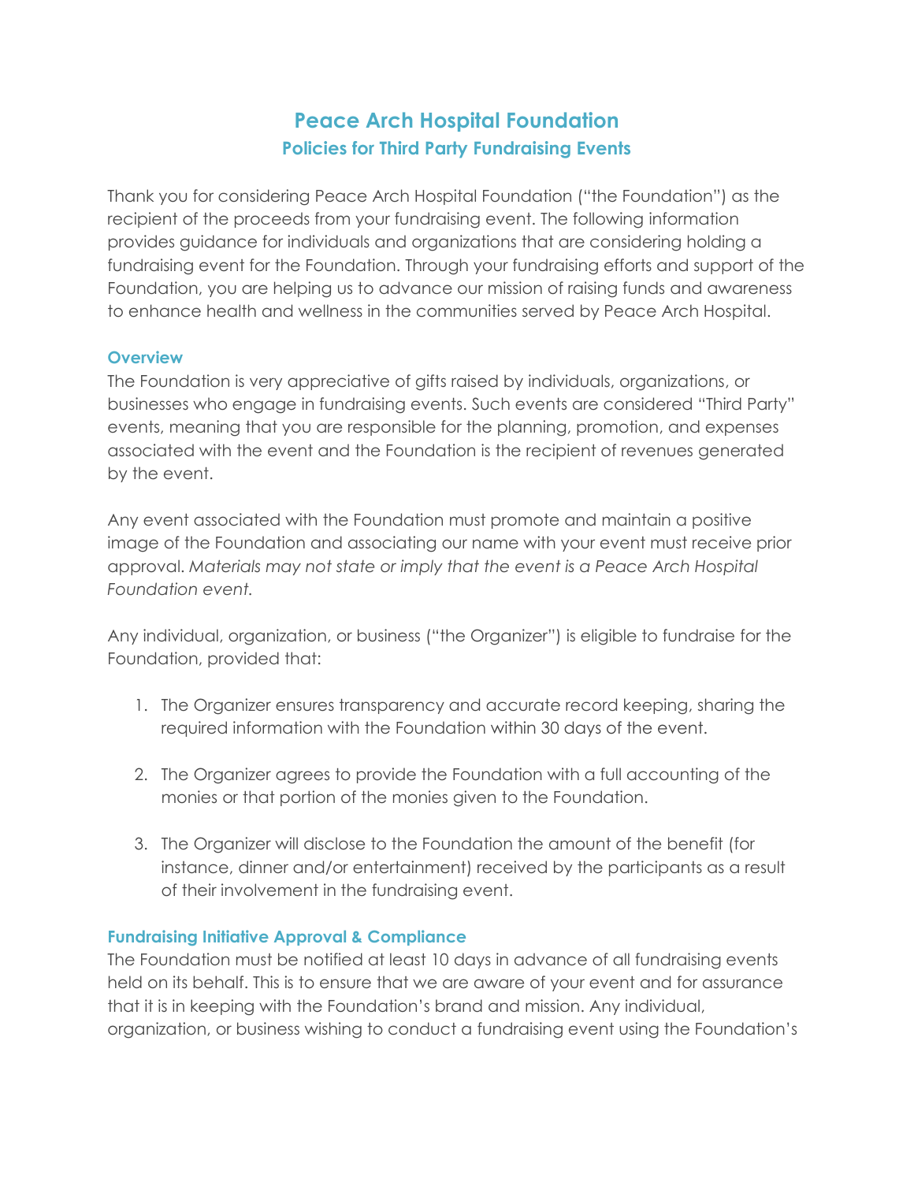# Peace Arch Hospital Foundation

## Policies for Third Party Fundraising Events

Thank you for considering Peace Arch Hospital Foundation ("the Foundation") as the recipient of the proceeds from your fundraising event. The following information provides guidance for individuals and organizations that are considering holding a fundraising event for the Foundation. Through your fundraising efforts and support of the Foundation, you are helping us to advance our mission of raising funds and awareness to enhance health and wellness in the communities served by Peace Arch Hospital.

### Overview

The Foundation is very appreciative of gifts raised by individuals, organizations, or businesses who engage in fundraising events. Such events are considered "Third Party" events, meaning that you are responsible for the planning, promotion, and expenses associated with the event and the Foundation is the recipient of revenues generated by the event.

Any event associated with the Foundation must promote and maintain a positive image of the Foundation and associating our name with your event must receive prior approval. *Materials may not state or imply that the event is a Peace Arch Hospital Foundation event.*

Any individual, organization, or business ("the Organizer") is eligible to fundraise for the Foundation, provided that:

1. The Organizer ensures transparency and accurate record keeping, sharing the required information with the Foundation within 30 days of the event.
2. The Organizer agrees to provide the Foundation with a full accounting of the monies or that portion of the monies given to the Foundation.
3. The Organizer will disclose to the Foundation the amount of the benefit (for instance, dinner and/or entertainment) received by the participants as a result of their involvement in the fundraising event.

### Fundraising Initiative Approval & Compliance

The Foundation must be notified at least 10 days in advance of all fundraising events held on its behalf. This is to ensure that we are aware of your event and for assurance that it is in keeping with the Foundation's brand and mission. Any individual, organization, or business wishing to conduct a fundraising event using the Foundation's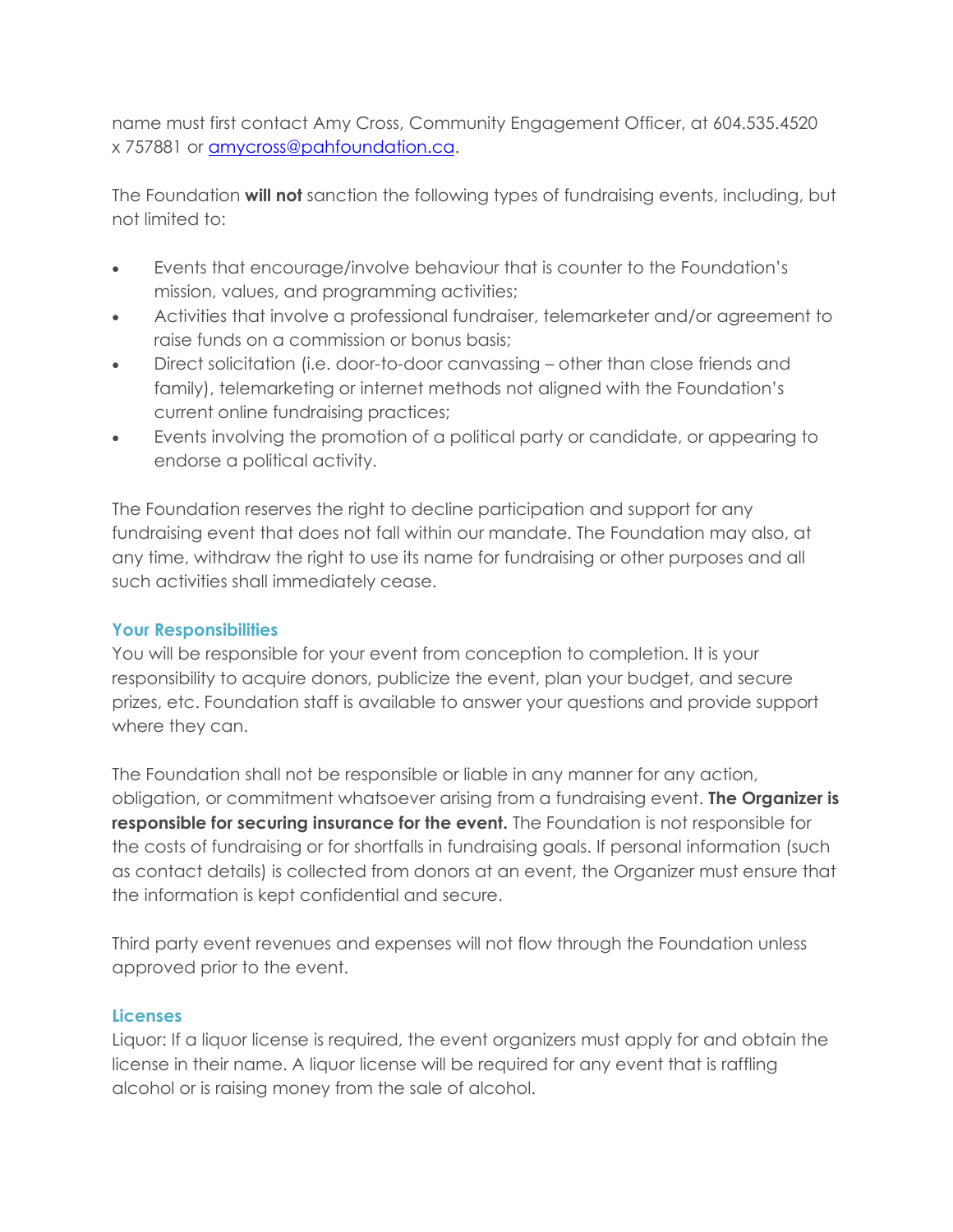name must first contact Amy Cross, Community Engagement Officer, at 604.535.4520 x 757881 or [amycross@pahfoundation.ca](mailto:amycross@pahfoundation.ca).

The Foundation **will not** sanction the following types of fundraising events, including, but not limited to:

- Events that encourage/involve behaviour that is counter to the Foundation's mission, values, and programming activities;
- Activities that involve a professional fundraiser, telemarketer and/or agreement to raise funds on a commission or bonus basis;
- Direct solicitation (i.e. door-to-door canvassing – other than close friends and family), telemarketing or internet methods not aligned with the Foundation's current online fundraising practices;
- Events involving the promotion of a political party or candidate, or appearing to endorse a political activity.

The Foundation reserves the right to decline participation and support for any fundraising event that does not fall within our mandate. The Foundation may also, at any time, withdraw the right to use its name for fundraising or other purposes and all such activities shall immediately cease.

## Your Responsibilities

You will be responsible for your event from conception to completion. It is your responsibility to acquire donors, publicize the event, plan your budget, and secure prizes, etc. Foundation staff is available to answer your questions and provide support where they can.

The Foundation shall not be responsible or liable in any manner for any action, obligation, or commitment whatsoever arising from a fundraising event. **The Organizer is responsible for securing insurance for the event.** The Foundation is not responsible for the costs of fundraising or for shortfalls in fundraising goals. If personal information (such as contact details) is collected from donors at an event, the Organizer must ensure that the information is kept confidential and secure.

Third party event revenues and expenses will not flow through the Foundation unless approved prior to the event.

## Licenses

Liquor: If a liquor license is required, the event organizers must apply for and obtain the license in their name. A liquor license will be required for any event that is raffling alcohol or is raising money from the sale of alcohol.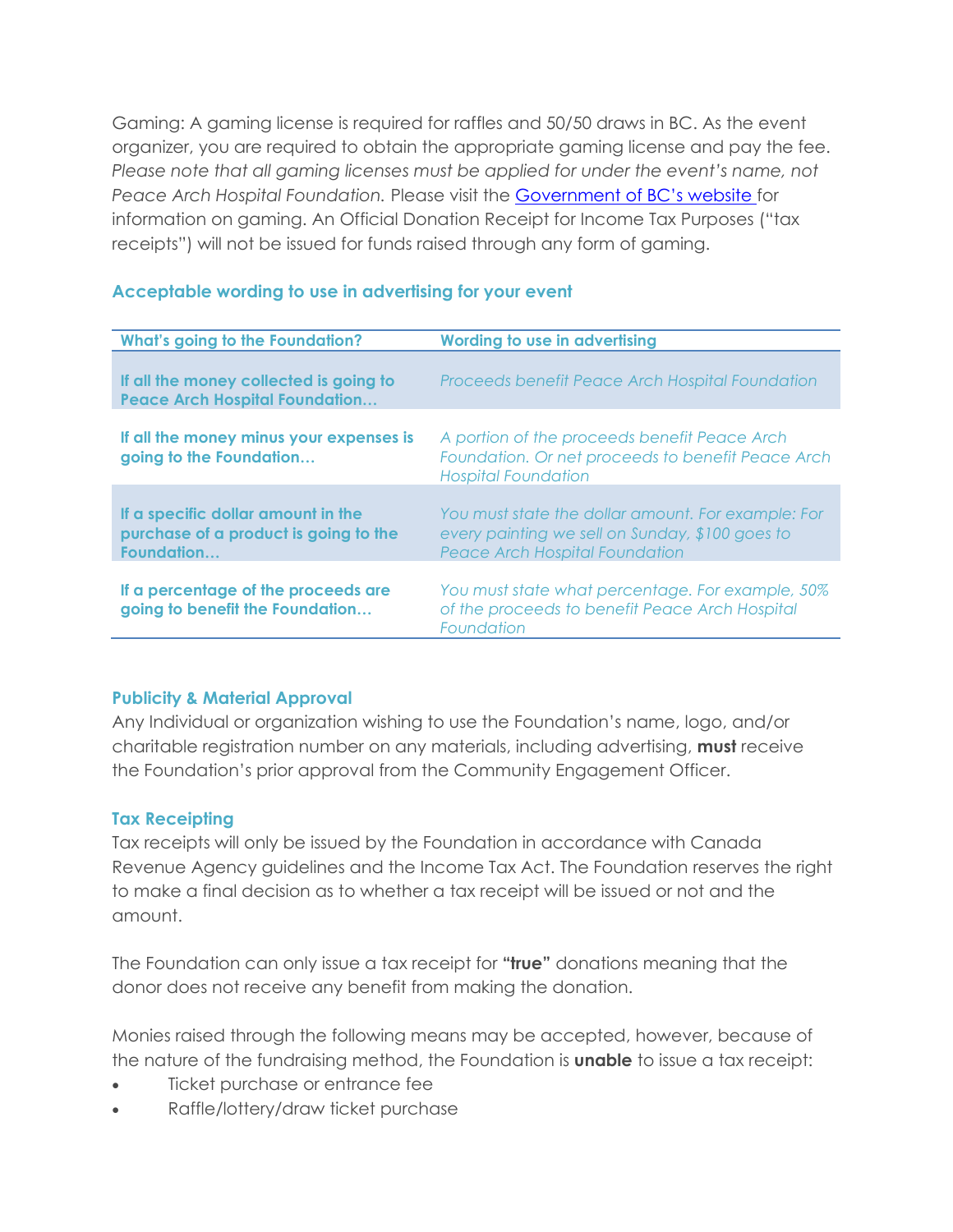Gaming: A gaming license is required for raffles and 50/50 draws in BC. As the event organizer, you are required to obtain the appropriate gaming license and pay the fee. *Please note that all gaming licenses must be applied for under the event's name, not Peace Arch Hospital Foundation.* Please visit the [Government of BC's website](#) for information on gaming. An Official Donation Receipt for Income Tax Purposes ("tax receipts") will not be issued for funds raised through any form of gaming.

### Acceptable wording to use in advertising for your event

| What's going to the Foundation? | Wording to use in advertising |
|---|---|
| **If all the money collected is going to Peace Arch Hospital Foundation…** | *Proceeds benefit Peace Arch Hospital Foundation* |
| **If all the money minus your expenses is going to the Foundation…** | *A portion of the proceeds benefit Peace Arch Foundation. Or net proceeds to benefit Peace Arch Hospital Foundation* |
| **If a specific dollar amount in the purchase of a product is going to the Foundation…** | *You must state the dollar amount. For example: For every painting we sell on Sunday, $100 goes to Peace Arch Hospital Foundation* |
| **If a percentage of the proceeds are going to benefit the Foundation…** | *You must state what percentage. For example, 50% of the proceeds to benefit Peace Arch Hospital Foundation* |

### Publicity & Material Approval

Any Individual or organization wishing to use the Foundation's name, logo, and/or charitable registration number on any materials, including advertising, **must** receive the Foundation's prior approval from the Community Engagement Officer.

### Tax Receipting

Tax receipts will only be issued by the Foundation in accordance with Canada Revenue Agency guidelines and the Income Tax Act. The Foundation reserves the right to make a final decision as to whether a tax receipt will be issued or not and the amount.

The Foundation can only issue a tax receipt for **"true"** donations meaning that the donor does not receive any benefit from making the donation.

Monies raised through the following means may be accepted, however, because of the nature of the fundraising method, the Foundation is **unable** to issue a tax receipt:

- Ticket purchase or entrance fee
- Raffle/lottery/draw ticket purchase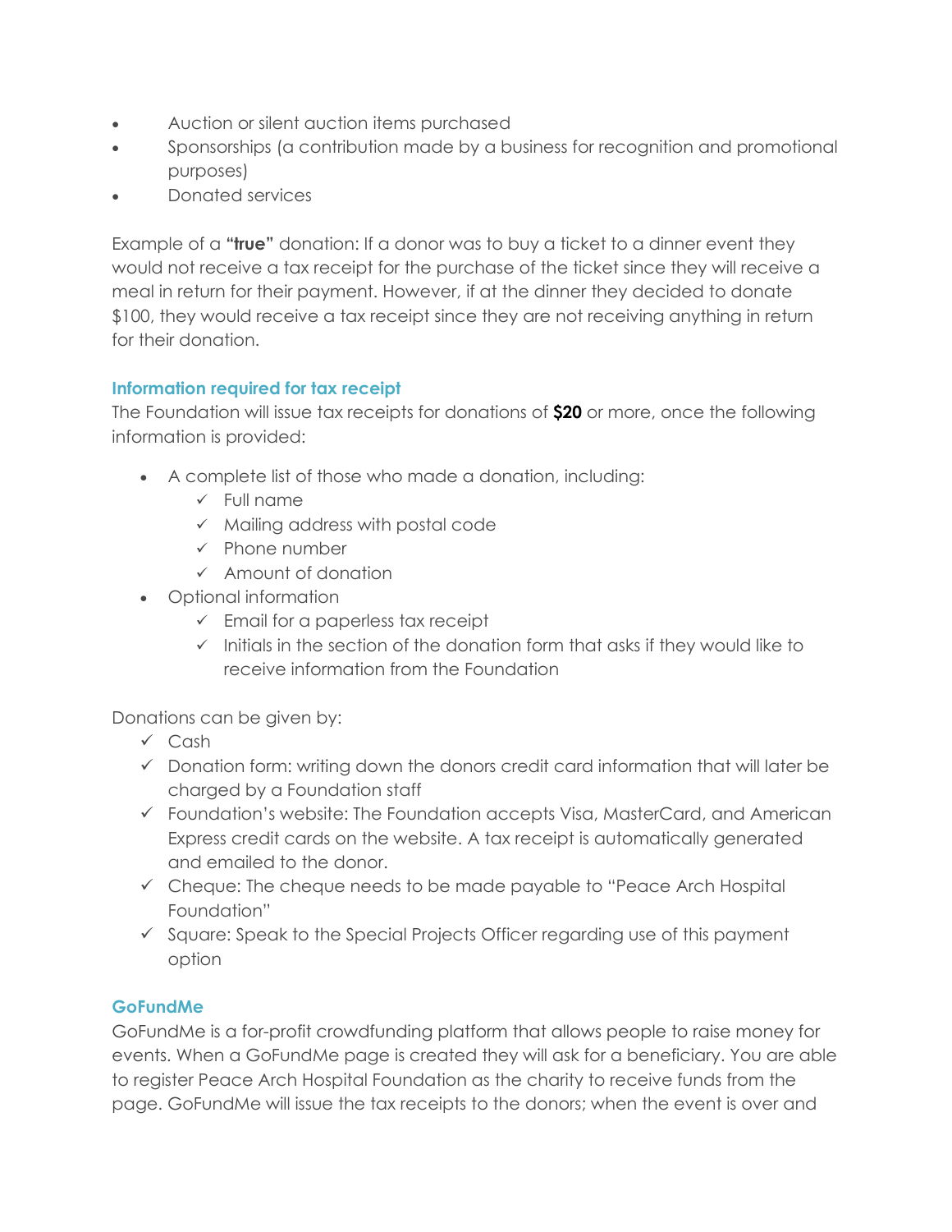- Auction or silent auction items purchased
- Sponsorships (a contribution made by a business for recognition and promotional purposes)
- Donated services

Example of a **"true"** donation: If a donor was to buy a ticket to a dinner event they would not receive a tax receipt for the purchase of the ticket since they will receive a meal in return for their payment. However, if at the dinner they decided to donate $100, they would receive a tax receipt since they are not receiving anything in return for their donation.

### Information required for tax receipt

The Foundation will issue tax receipts for donations of **$20** or more, once the following information is provided:

- A complete list of those who made a donation, including:
  - ✓ Full name
  - ✓ Mailing address with postal code
  - ✓ Phone number
  - ✓ Amount of donation
- Optional information
  - ✓ Email for a paperless tax receipt
  - ✓ Initials in the section of the donation form that asks if they would like to receive information from the Foundation

Donations can be given by:

- ✓ Cash
- ✓ Donation form: writing down the donors credit card information that will later be charged by a Foundation staff
- ✓ Foundation's website: The Foundation accepts Visa, MasterCard, and American Express credit cards on the website. A tax receipt is automatically generated and emailed to the donor.
- ✓ Cheque: The cheque needs to be made payable to "Peace Arch Hospital Foundation"
- ✓ Square: Speak to the Special Projects Officer regarding use of this payment option

### GoFundMe

GoFundMe is a for-profit crowdfunding platform that allows people to raise money for events. When a GoFundMe page is created they will ask for a beneficiary. You are able to register Peace Arch Hospital Foundation as the charity to receive funds from the page. GoFundMe will issue the tax receipts to the donors; when the event is over and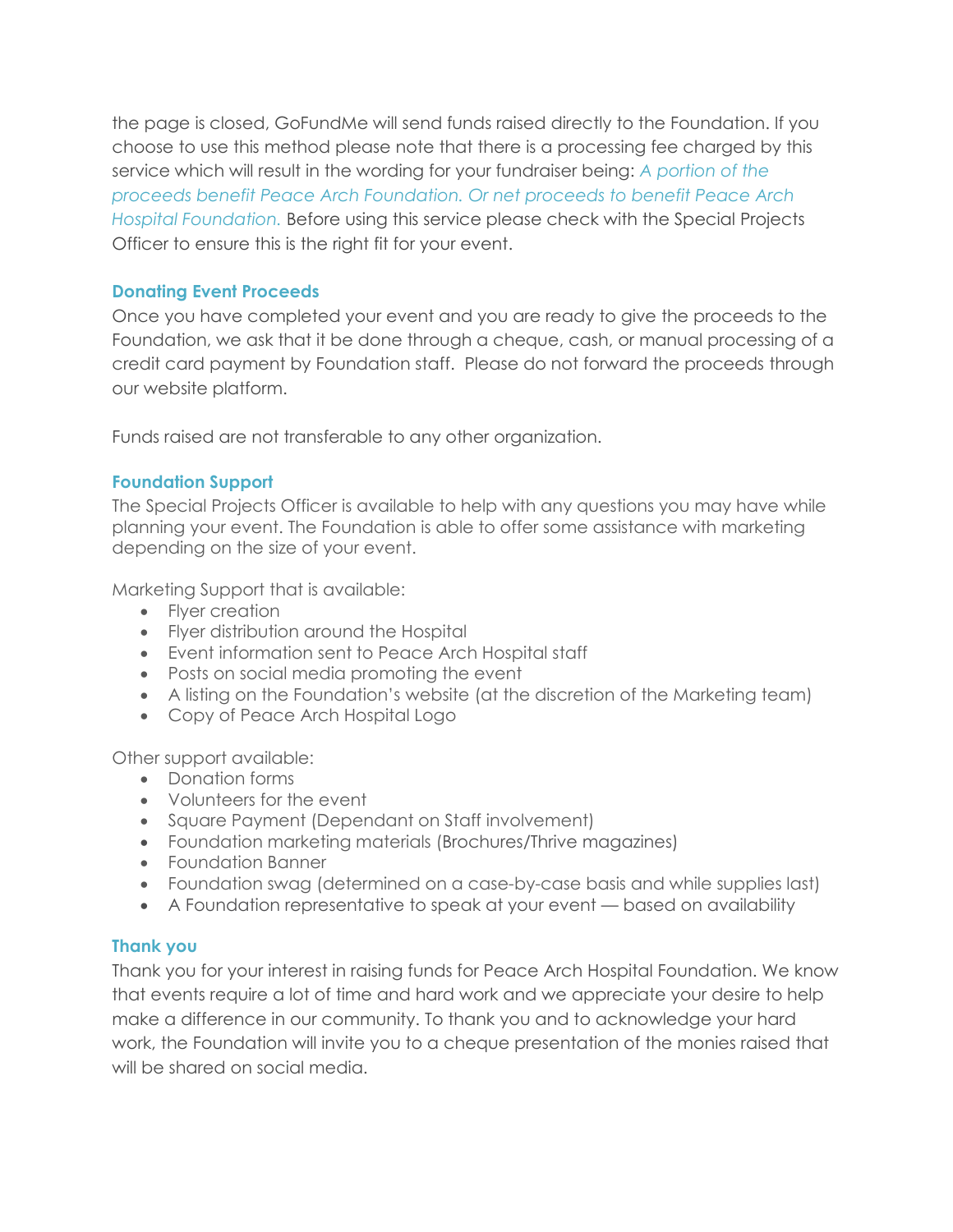the page is closed, GoFundMe will send funds raised directly to the Foundation. If you choose to use this method please note that there is a processing fee charged by this service which will result in the wording for your fundraiser being: *A portion of the proceeds benefit Peace Arch Foundation. Or net proceeds to benefit Peace Arch Hospital Foundation.* Before using this service please check with the Special Projects Officer to ensure this is the right fit for your event.

### Donating Event Proceeds

Once you have completed your event and you are ready to give the proceeds to the Foundation, we ask that it be done through a cheque, cash, or manual processing of a credit card payment by Foundation staff. Please do not forward the proceeds through our website platform.

Funds raised are not transferable to any other organization.

### Foundation Support

The Special Projects Officer is available to help with any questions you may have while planning your event. The Foundation is able to offer some assistance with marketing depending on the size of your event.

Marketing Support that is available:

- Flyer creation
- Flyer distribution around the Hospital
- Event information sent to Peace Arch Hospital staff
- Posts on social media promoting the event
- A listing on the Foundation's website (at the discretion of the Marketing team)
- Copy of Peace Arch Hospital Logo

Other support available:

- Donation forms
- Volunteers for the event
- Square Payment (Dependant on Staff involvement)
- Foundation marketing materials (Brochures/Thrive magazines)
- Foundation Banner
- Foundation swag (determined on a case-by-case basis and while supplies last)
- A Foundation representative to speak at your event — based on availability

### Thank you

Thank you for your interest in raising funds for Peace Arch Hospital Foundation. We know that events require a lot of time and hard work and we appreciate your desire to help make a difference in our community. To thank you and to acknowledge your hard work, the Foundation will invite you to a cheque presentation of the monies raised that will be shared on social media.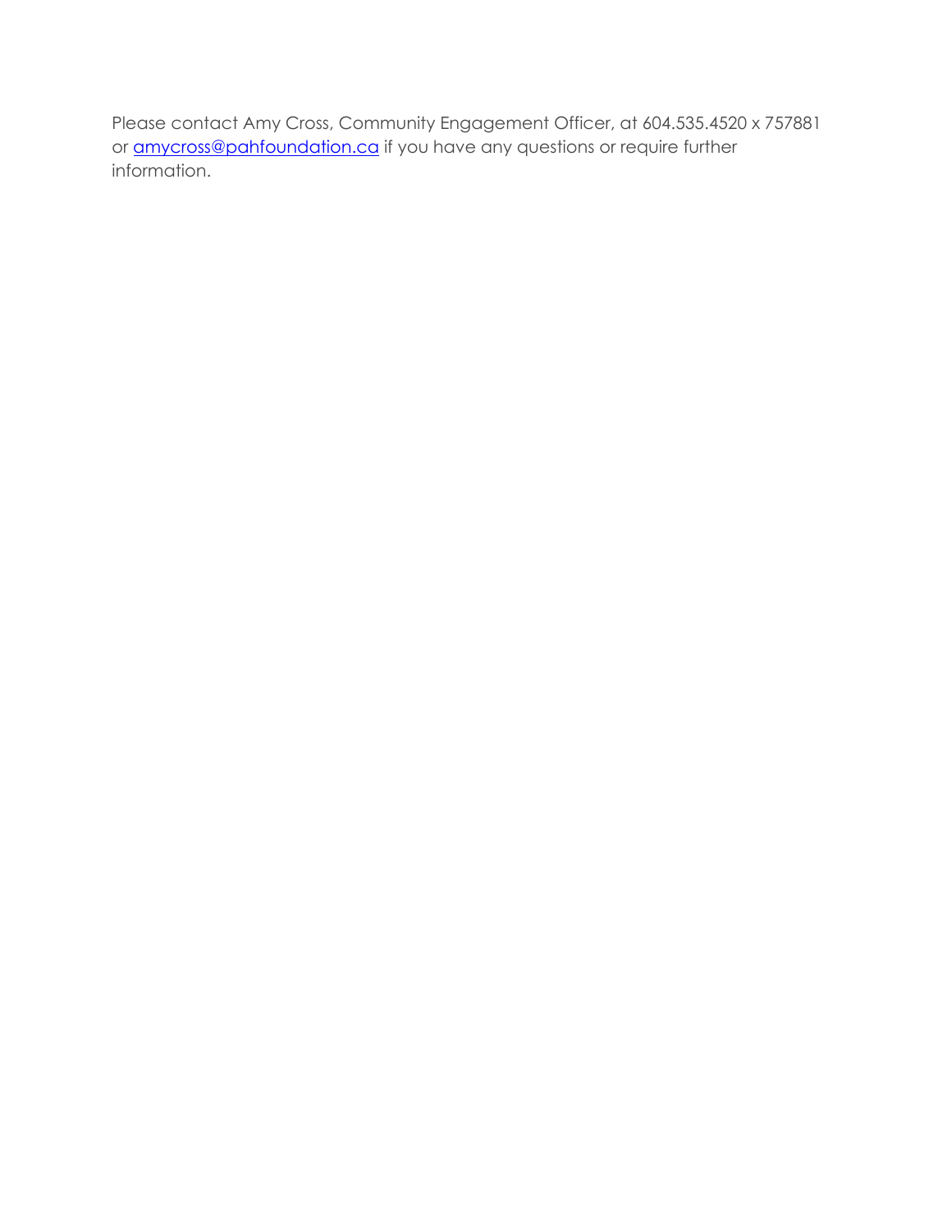Please contact Amy Cross, Community Engagement Officer, at 604.535.4520 x 757881 or [amycross@pahfoundation.ca](mailto:amycross@pahfoundation.ca) if you have any questions or require further information.